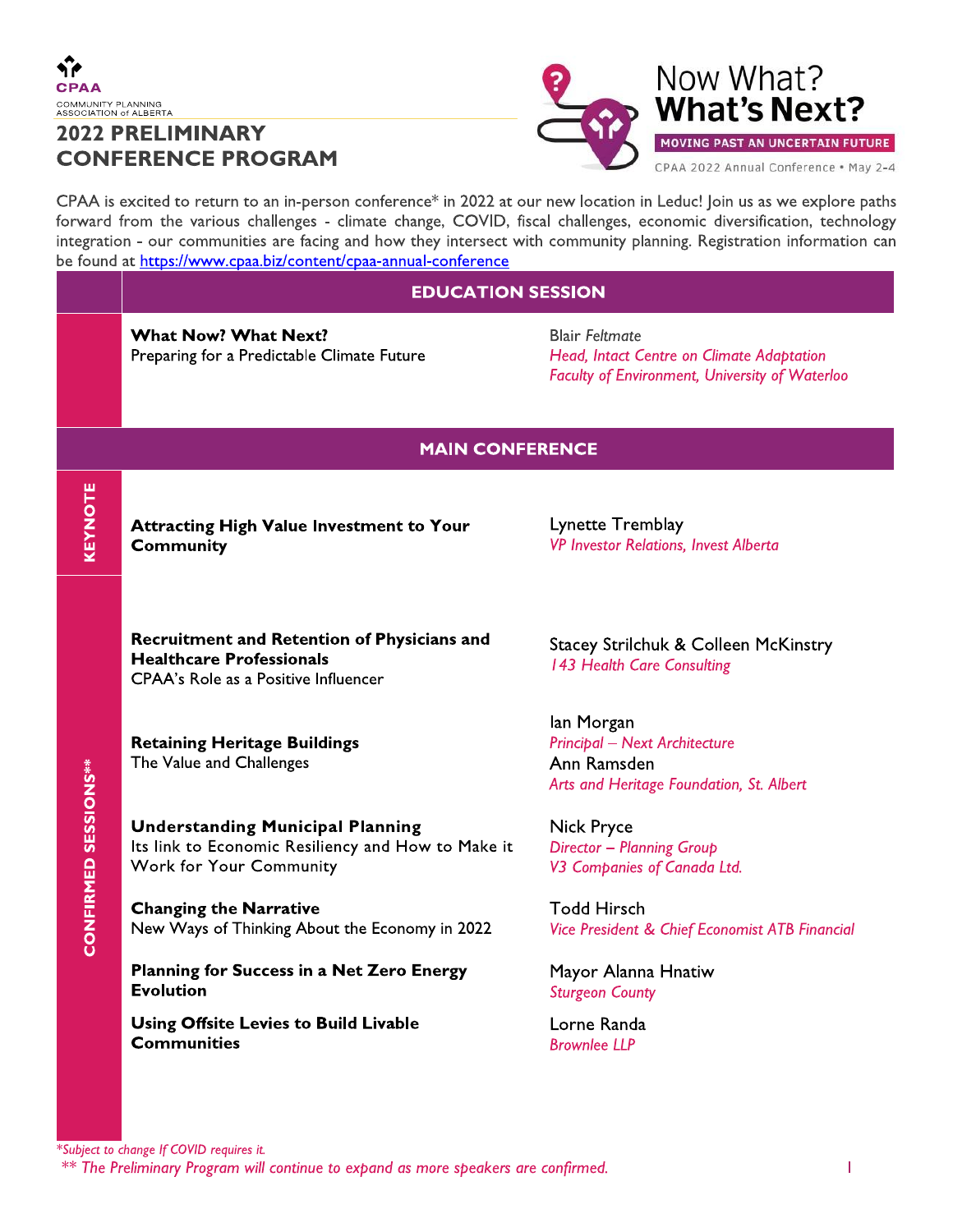CPAA
COMMUNITY PLANNING ASSOCIATION of ALBERTA

# 2022 PRELIMINARY CONFERENCE PROGRAM

Now What? **What's Next?**

**MOVING PAST AN UNCERTAIN FUTURE**

CPAA 2022 Annual Conference • May 2-4

CPAA is excited to return to an in-person conference* in 2022 at our new location in Leduc! Join us as we explore paths forward from the various challenges - climate change, COVID, fiscal challenges, economic diversification, technology integration - our communities are facing and how they intersect with community planning. Registration information can be found at https://www.cpaa.biz/content/cpaa-annual-conference

## EDUCATION SESSION

| Session | Speaker |
| --- | --- |
| **What Now? What Next?** Preparing for a Predictable Climate Future | Blair *Feltmate* *Head, Intact Centre on Climate Adaptation* *Faculty of Environment, University of Waterloo* |

## MAIN CONFERENCE

### KEYNOTE

| Session | Speaker |
| --- | --- |
| **Attracting High Value Investment to Your Community** | Lynette Tremblay *VP Investor Relations, Invest Alberta* |

### CONFIRMED SESSIONS**

| Session | Speaker |
| --- | --- |
| **Recruitment and Retention of Physicians and Healthcare Professionals** CPAA's Role as a Positive Influencer | Stacey Strilchuk & Colleen McKinstry *143 Health Care Consulting* |
| **Retaining Heritage Buildings** The Value and Challenges | Ian Morgan *Principal – Next Architecture* Ann Ramsden *Arts and Heritage Foundation, St. Albert* |
| **Understanding Municipal Planning** Its link to Economic Resiliency and How to Make it Work for Your Community | Nick Pryce *Director – Planning Group* *V3 Companies of Canada Ltd.* |
| **Changing the Narrative** New Ways of Thinking About the Economy in 2022 | Todd Hirsch *Vice President & Chief Economist ATB Financial* |
| **Planning for Success in a Net Zero Energy Evolution** | Mayor Alanna Hnatiw *Sturgeon County* |
| **Using Offsite Levies to Build Livable Communities** | Lorne Randa *Brownlee LLP* |

*\*Subject to change If COVID requires it.*

*\*\* The Preliminary Program will continue to expand as more speakers are confirmed.*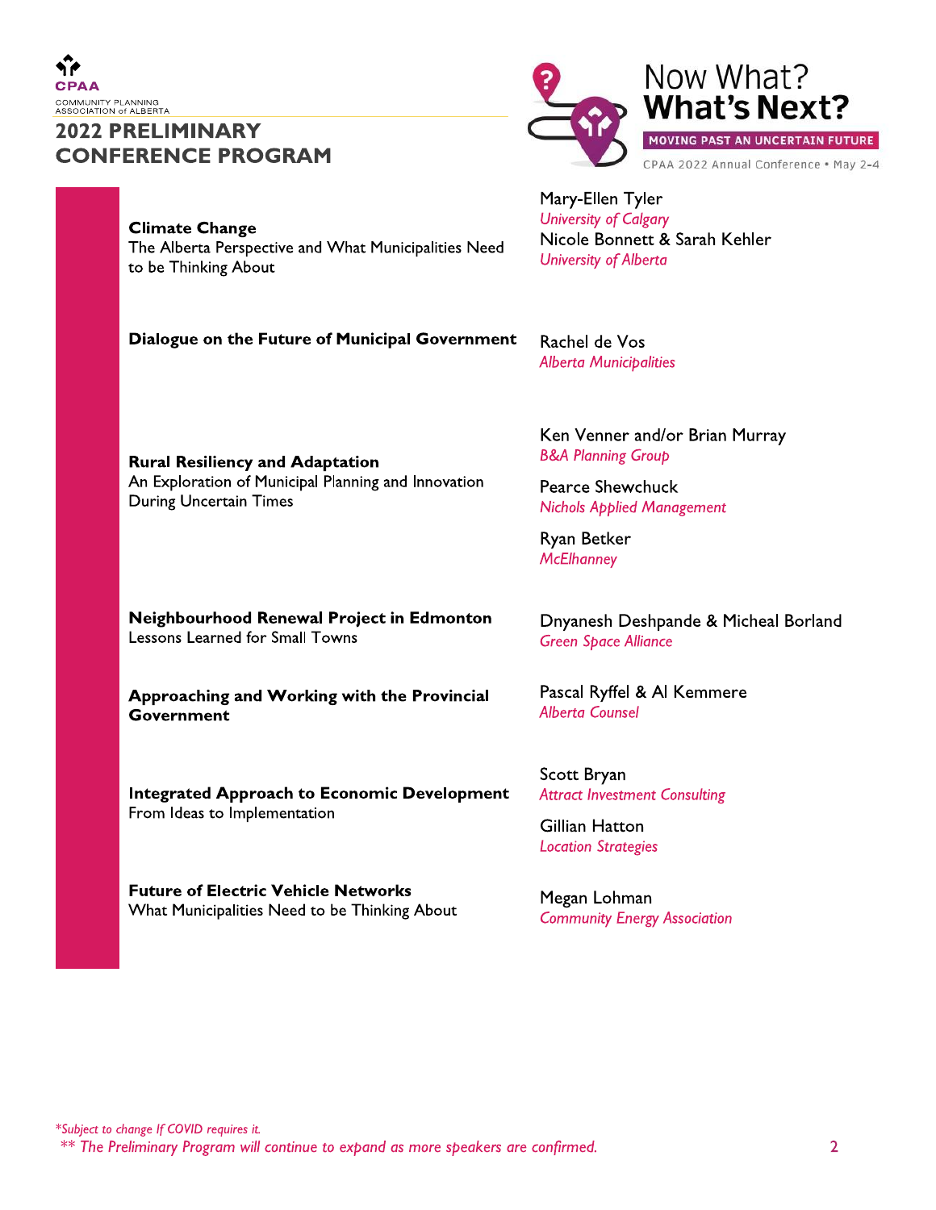CPAA
COMMUNITY PLANNING ASSOCIATION of ALBERTA

# 2022 PRELIMINARY CONFERENCE PROGRAM

Now What?
**What's Next?**
MOVING PAST AN UNCERTAIN FUTURE
CPAA 2022 Annual Conference • May 2-4

**Climate Change**
The Alberta Perspective and What Municipalities Need to be Thinking About

Mary-Ellen Tyler
*University of Calgary*
Nicole Bonnett & Sarah Kehler
*University of Alberta*

**Dialogue on the Future of Municipal Government**

Rachel de Vos
*Alberta Municipalities*

**Rural Resiliency and Adaptation**
An Exploration of Municipal Planning and Innovation During Uncertain Times

Ken Venner and/or Brian Murray
*B&A Planning Group*

Pearce Shewchuck
*Nichols Applied Management*

Ryan Betker
*McElhanney*

**Neighbourhood Renewal Project in Edmonton**
Lessons Learned for Small Towns

Dnyanesh Deshpande & Micheal Borland
*Green Space Alliance*

**Approaching and Working with the Provincial Government**

Pascal Ryffel & Al Kemmere
*Alberta Counsel*

**Integrated Approach to Economic Development**
From Ideas to Implementation

Scott Bryan
*Attract Investment Consulting*

Gillian Hatton
*Location Strategies*

**Future of Electric Vehicle Networks**
What Municipalities Need to be Thinking About

Megan Lohman
*Community Energy Association*

*\*Subject to change If COVID requires it.*
*\*\* The Preliminary Program will continue to expand as more speakers are confirmed.*